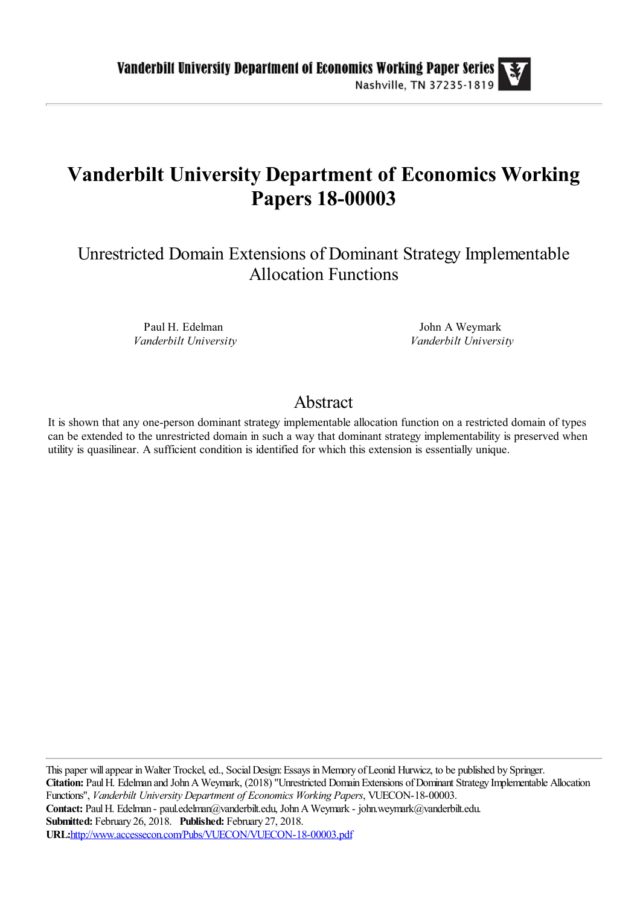# Vanderbilt University Department of Economics Working Papers 18-00003

## Unrestricted Domain Extensions of Dominant Strategy Implementable Allocation Functions

Paul H. Edelman
*Vanderbilt University*

John A Weymark
*Vanderbilt University*

## Abstract

It is shown that any one-person dominant strategy implementable allocation function on a restricted domain of types can be extended to the unrestricted domain in such a way that dominant strategy implementability is preserved when utility is quasilinear. A sufficient condition is identified for which this extension is essentially unique.

---

This paper will appear in Walter Trockel, ed., Social Design: Essays in Memory of Leonid Hurwicz, to be published by Springer.

**Citation:** Paul H. Edelman and John A Weymark, (2018) "Unrestricted Domain Extensions of Dominant Strategy Implementable Allocation Functions", *Vanderbilt University Department of Economics Working Papers*, VUECON-18-00003.

**Contact:** Paul H. Edelman - paul.edelman@vanderbilt.edu, John A Weymark - john.weymark@vanderbilt.edu.

**Submitted:** February 26, 2018. **Published:** February 27, 2018.

**URL:** http://www.accessecon.com/Pubs/VUECON/VUECON-18-00003.pdf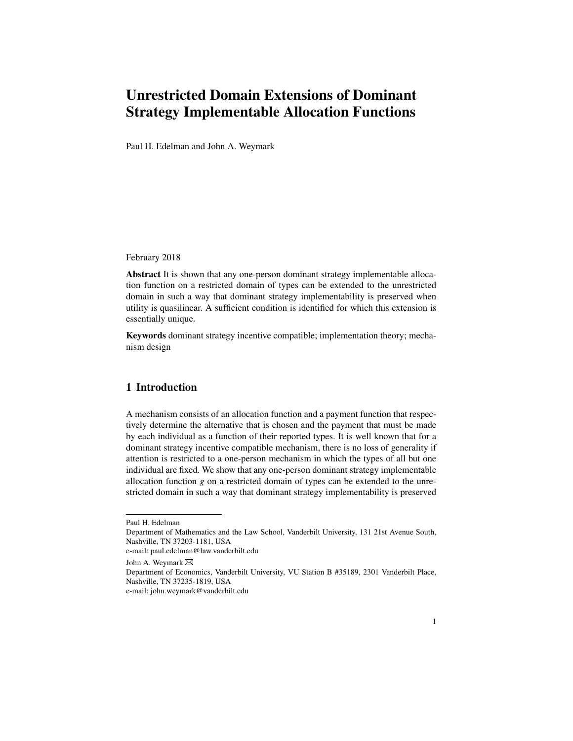# Unrestricted Domain Extensions of Dominant Strategy Implementable Allocation Functions

Paul H. Edelman and John A. Weymark

February 2018

**Abstract** It is shown that any one-person dominant strategy implementable allocation function on a restricted domain of types can be extended to the unrestricted domain in such a way that dominant strategy implementability is preserved when utility is quasilinear. A sufficient condition is identified for which this extension is essentially unique.

**Keywords** dominant strategy incentive compatible; implementation theory; mechanism design

## 1 Introduction

A mechanism consists of an allocation function and a payment function that respectively determine the alternative that is chosen and the payment that must be made by each individual as a function of their reported types. It is well known that for a dominant strategy incentive compatible mechanism, there is no loss of generality if attention is restricted to a one-person mechanism in which the types of all but one individual are fixed. We show that any one-person dominant strategy implementable allocation function $g$ on a restricted domain of types can be extended to the unrestricted domain in such a way that dominant strategy implementability is preserved

---

Paul H. Edelman
Department of Mathematics and the Law School, Vanderbilt University, 131 21st Avenue South, Nashville, TN 37203-1181, USA
e-mail: paul.edelman@law.vanderbilt.edu

John A. Weymark ✉
Department of Economics, Vanderbilt University, VU Station B #35189, 2301 Vanderbilt Place, Nashville, TN 37235-1819, USA
e-mail: john.weymark@vanderbilt.edu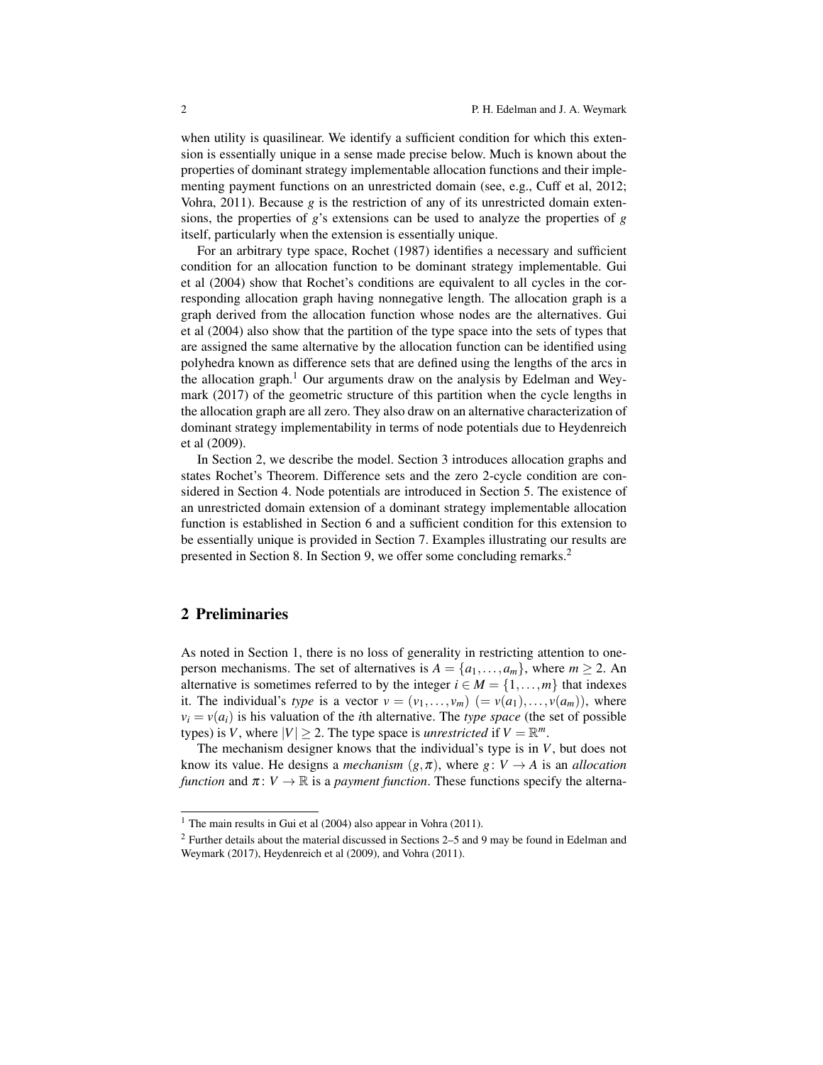when utility is quasilinear. We identify a sufficient condition for which this extension is essentially unique in a sense made precise below. Much is known about the properties of dominant strategy implementable allocation functions and their implementing payment functions on an unrestricted domain (see, e.g., Cuff et al, 2012; Vohra, 2011). Because $g$ is the restriction of any of its unrestricted domain extensions, the properties of $g$'s extensions can be used to analyze the properties of $g$ itself, particularly when the extension is essentially unique.

For an arbitrary type space, Rochet (1987) identifies a necessary and sufficient condition for an allocation function to be dominant strategy implementable. Gui et al (2004) show that Rochet's conditions are equivalent to all cycles in the corresponding allocation graph having nonnegative length. The allocation graph is a graph derived from the allocation function whose nodes are the alternatives. Gui et al (2004) also show that the partition of the type space into the sets of types that are assigned the same alternative by the allocation function can be identified using polyhedra known as difference sets that are defined using the lengths of the arcs in the allocation graph.[1] Our arguments draw on the analysis by Edelman and Weymark (2017) of the geometric structure of this partition when the cycle lengths in the allocation graph are all zero. They also draw on an alternative characterization of dominant strategy implementability in terms of node potentials due to Heydenreich et al (2009).

In Section 2, we describe the model. Section 3 introduces allocation graphs and states Rochet's Theorem. Difference sets and the zero 2-cycle condition are considered in Section 4. Node potentials are introduced in Section 5. The existence of an unrestricted domain extension of a dominant strategy implementable allocation function is established in Section 6 and a sufficient condition for this extension to be essentially unique is provided in Section 7. Examples illustrating our results are presented in Section 8. In Section 9, we offer some concluding remarks.[2]

## 2 Preliminaries

As noted in Section 1, there is no loss of generality in restricting attention to one-person mechanisms. The set of alternatives is $A = \{a_1, \ldots, a_m\}$, where $m \geq 2$. An alternative is sometimes referred to by the integer $i \in M = \{1, \ldots, m\}$ that indexes it. The individual's *type* is a vector $v = (v_1, \ldots, v_m)$ $(= v(a_1), \ldots, v(a_m))$, where $v_i = v(a_i)$ is his valuation of the $i$th alternative. The *type space* (the set of possible types) is $V$, where $|V| \geq 2$. The type space is *unrestricted* if $V = \mathbb{R}^m$.

The mechanism designer knows that the individual's type is in $V$, but does not know its value. He designs a *mechanism* $(g, \pi)$, where $g\colon V \to A$ is an *allocation function* and $\pi\colon V \to \mathbb{R}$ is a *payment function*. These functions specify the alterna-

[1] The main results in Gui et al (2004) also appear in Vohra (2011).

[2] Further details about the material discussed in Sections 2–5 and 9 may be found in Edelman and Weymark (2017), Heydenreich et al (2009), and Vohra (2011).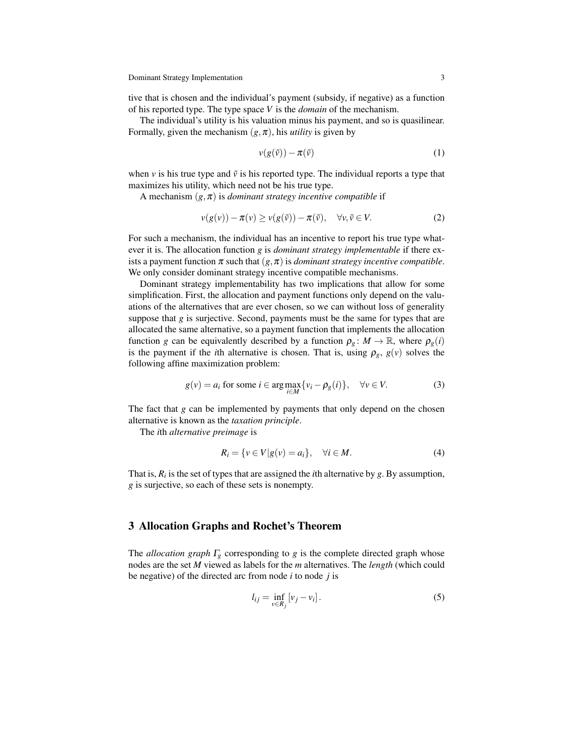tive that is chosen and the individual's payment (subsidy, if negative) as a function of his reported type. The type space $V$ is the *domain* of the mechanism.

The individual's utility is his valuation minus his payment, and so is quasilinear. Formally, given the mechanism $(g,\pi)$, his *utility* is given by

$$v(g(\tilde{v})) - \pi(\tilde{v}) \tag{1}$$

when $v$ is his true type and $\tilde{v}$ is his reported type. The individual reports a type that maximizes his utility, which need not be his true type.

A mechanism $(g,\pi)$ is *dominant strategy incentive compatible* if

$$v(g(v)) - \pi(v) \geq v(g(\tilde{v})) - \pi(\tilde{v}), \quad \forall v, \tilde{v} \in V. \tag{2}$$

For such a mechanism, the individual has an incentive to report his true type whatever it is. The allocation function $g$ is *dominant strategy implementable* if there exists a payment function $\pi$ such that $(g,\pi)$ is *dominant strategy incentive compatible*. We only consider dominant strategy incentive compatible mechanisms.

Dominant strategy implementability has two implications that allow for some simplification. First, the allocation and payment functions only depend on the valuations of the alternatives that are ever chosen, so we can without loss of generality suppose that $g$ is surjective. Second, payments must be the same for types that are allocated the same alternative, so a payment function that implements the allocation function $g$ can be equivalently described by a function $\rho_g \colon M \to \mathbb{R}$, where $\rho_g(i)$ is the payment if the $i$th alternative is chosen. That is, using $\rho_g$, $g(v)$ solves the following affine maximization problem:

$$g(v) = a_i \text{ for some } i \in \arg\max_{i \in M} \{v_i - \rho_g(i)\}, \quad \forall v \in V. \tag{3}$$

The fact that $g$ can be implemented by payments that only depend on the chosen alternative is known as the *taxation principle*.

The $i$th *alternative preimage* is

$$R_i = \{v \in V | g(v) = a_i\}, \quad \forall i \in M. \tag{4}$$

That is, $R_i$ is the set of types that are assigned the $i$th alternative by $g$. By assumption, $g$ is surjective, so each of these sets is nonempty.

## 3 Allocation Graphs and Rochet's Theorem

The *allocation graph* $\Gamma_g$ corresponding to $g$ is the complete directed graph whose nodes are the set $M$ viewed as labels for the $m$ alternatives. The *length* (which could be negative) of the directed arc from node $i$ to node $j$ is

$$l_{ij} = \inf_{v \in R_j} [v_j - v_i]. \tag{5}$$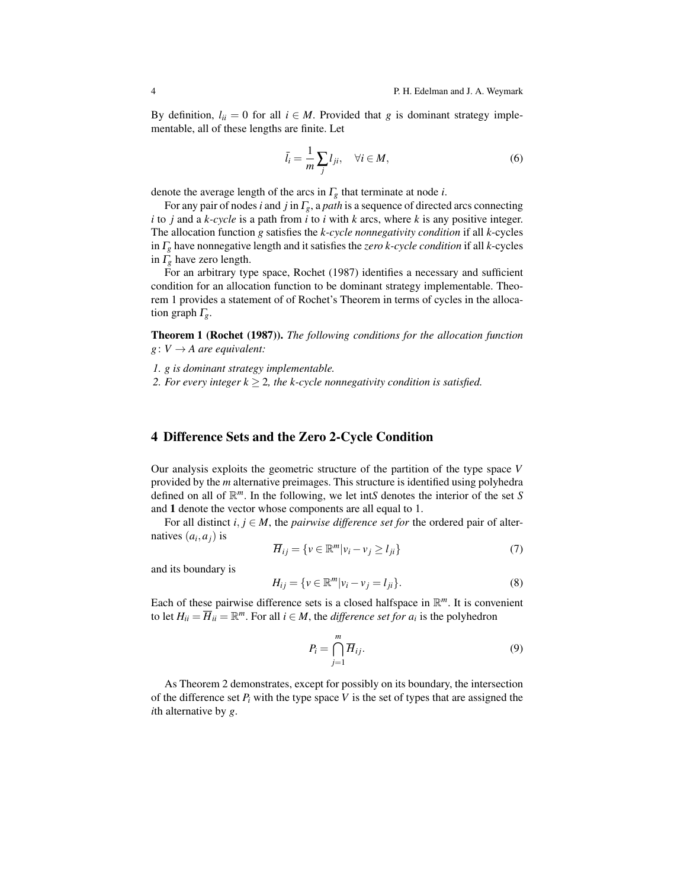By definition, $l_{ii} = 0$ for all $i \in M$. Provided that $g$ is dominant strategy implementable, all of these lengths are finite. Let

$$\bar{l}_i = \frac{1}{m} \sum_j l_{ji}, \quad \forall i \in M, \tag{6}$$

denote the average length of the arcs in $\Gamma_g$ that terminate at node $i$.

For any pair of nodes $i$ and $j$ in $\Gamma_g$, a *path* is a sequence of directed arcs connecting $i$ to $j$ and a *k-cycle* is a path from $i$ to $i$ with $k$ arcs, where $k$ is any positive integer. The allocation function $g$ satisfies the *k-cycle nonnegativity condition* if all $k$-cycles in $\Gamma_g$ have nonnegative length and it satisfies the *zero k-cycle condition* if all $k$-cycles in $\Gamma_g$ have zero length.

For an arbitrary type space, Rochet (1987) identifies a necessary and sufficient condition for an allocation function to be dominant strategy implementable. Theorem 1 provides a statement of of Rochet's Theorem in terms of cycles in the allocation graph $\Gamma_g$.

**Theorem 1 (Rochet (1987)).** *The following conditions for the allocation function $g\colon V \to A$ are equivalent:*

1. *$g$ is dominant strategy implementable.*
2. *For every integer $k \geq 2$, the k-cycle nonnegativity condition is satisfied.*

## 4 Difference Sets and the Zero 2-Cycle Condition

Our analysis exploits the geometric structure of the partition of the type space $V$ provided by the $m$ alternative preimages. This structure is identified using polyhedra defined on all of $\mathbb{R}^m$. In the following, we let int$S$ denotes the interior of the set $S$ and $\mathbf{1}$ denote the vector whose components are all equal to 1.

For all distinct $i, j \in M$, the *pairwise difference set for* the ordered pair of alternatives $(a_i, a_j)$ is

$$\overline{H}_{ij} = \{v \in \mathbb{R}^m | v_i - v_j \geq l_{ji}\} \tag{7}$$

and its boundary is

$$H_{ij} = \{v \in \mathbb{R}^m | v_i - v_j = l_{ji}\}. \tag{8}$$

Each of these pairwise difference sets is a closed halfspace in $\mathbb{R}^m$. It is convenient to let $H_{ii} = \overline{H}_{ii} = \mathbb{R}^m$. For all $i \in M$, the *difference set for $a_i$* is the polyhedron

$$P_i = \bigcap_{j=1}^{m} \overline{H}_{ij}. \tag{9}$$

As Theorem 2 demonstrates, except for possibly on its boundary, the intersection of the difference set $P_i$ with the type space $V$ is the set of types that are assigned the $i$th alternative by $g$.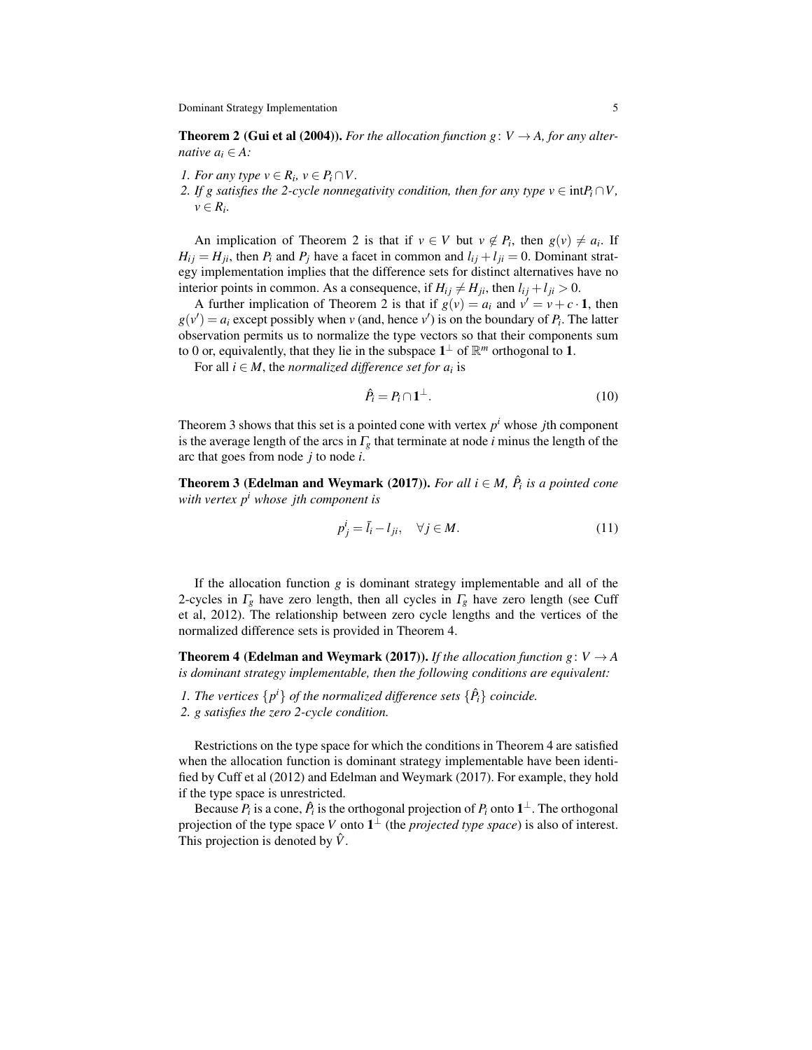**Theorem 2 (Gui et al (2004)).** *For the allocation function $g\colon V \to A$, for any alternative $a_i \in A$:*

1. *For any type $v \in R_i$, $v \in P_i \cap V$.*
2. *If $g$ satisfies the 2-cycle nonnegativity condition, then for any type $v \in \text{int}P_i \cap V$, $v \in R_i$.*

An implication of Theorem 2 is that if $v \in V$ but $v \notin P_i$, then $g(v) \neq a_i$. If $H_{ij} = H_{ji}$, then $P_i$ and $P_j$ have a facet in common and $l_{ij} + l_{ji} = 0$. Dominant strategy implementation implies that the difference sets for distinct alternatives have no interior points in common. As a consequence, if $H_{ij} \neq H_{ji}$, then $l_{ij} + l_{ji} > 0$.

A further implication of Theorem 2 is that if $g(v) = a_i$ and $v' = v + c \cdot \mathbf{1}$, then $g(v') = a_i$ except possibly when $v$ (and, hence $v'$) is on the boundary of $P_i$. The latter observation permits us to normalize the type vectors so that their components sum to 0 or, equivalently, that they lie in the subspace $\mathbf{1}^\perp$ of $\mathbb{R}^m$ orthogonal to $\mathbf{1}$.

For all $i \in M$, the *normalized difference set for $a_i$* is

$$\hat{P}_i = P_i \cap \mathbf{1}^\perp. \tag{10}$$

Theorem 3 shows that this set is a pointed cone with vertex $p^i$ whose $j$th component is the average length of the arcs in $\Gamma_g$ that terminate at node $i$ minus the length of the arc that goes from node $j$ to node $i$.

**Theorem 3 (Edelman and Weymark (2017)).** *For all $i \in M$, $\hat{P}_i$ is a pointed cone with vertex $p^i$ whose $j$th component is*

$$p^i_j = \bar{l}_i - l_{ji}, \quad \forall j \in M. \tag{11}$$

If the allocation function $g$ is dominant strategy implementable and all of the 2-cycles in $\Gamma_g$ have zero length, then all cycles in $\Gamma_g$ have zero length (see Cuff et al, 2012). The relationship between zero cycle lengths and the vertices of the normalized difference sets is provided in Theorem 4.

**Theorem 4 (Edelman and Weymark (2017)).** *If the allocation function $g\colon V \to A$ is dominant strategy implementable, then the following conditions are equivalent:*

1. *The vertices $\{p^i\}$ of the normalized difference sets $\{\hat{P}_i\}$ coincide.*
2. *$g$ satisfies the zero 2-cycle condition.*

Restrictions on the type space for which the conditions in Theorem 4 are satisfied when the allocation function is dominant strategy implementable have been identified by Cuff et al (2012) and Edelman and Weymark (2017). For example, they hold if the type space is unrestricted.

Because $P_i$ is a cone, $\hat{P}_i$ is the orthogonal projection of $P_i$ onto $\mathbf{1}^\perp$. The orthogonal projection of the type space $V$ onto $\mathbf{1}^\perp$ (the *projected type space*) is also of interest. This projection is denoted by $\hat{V}$.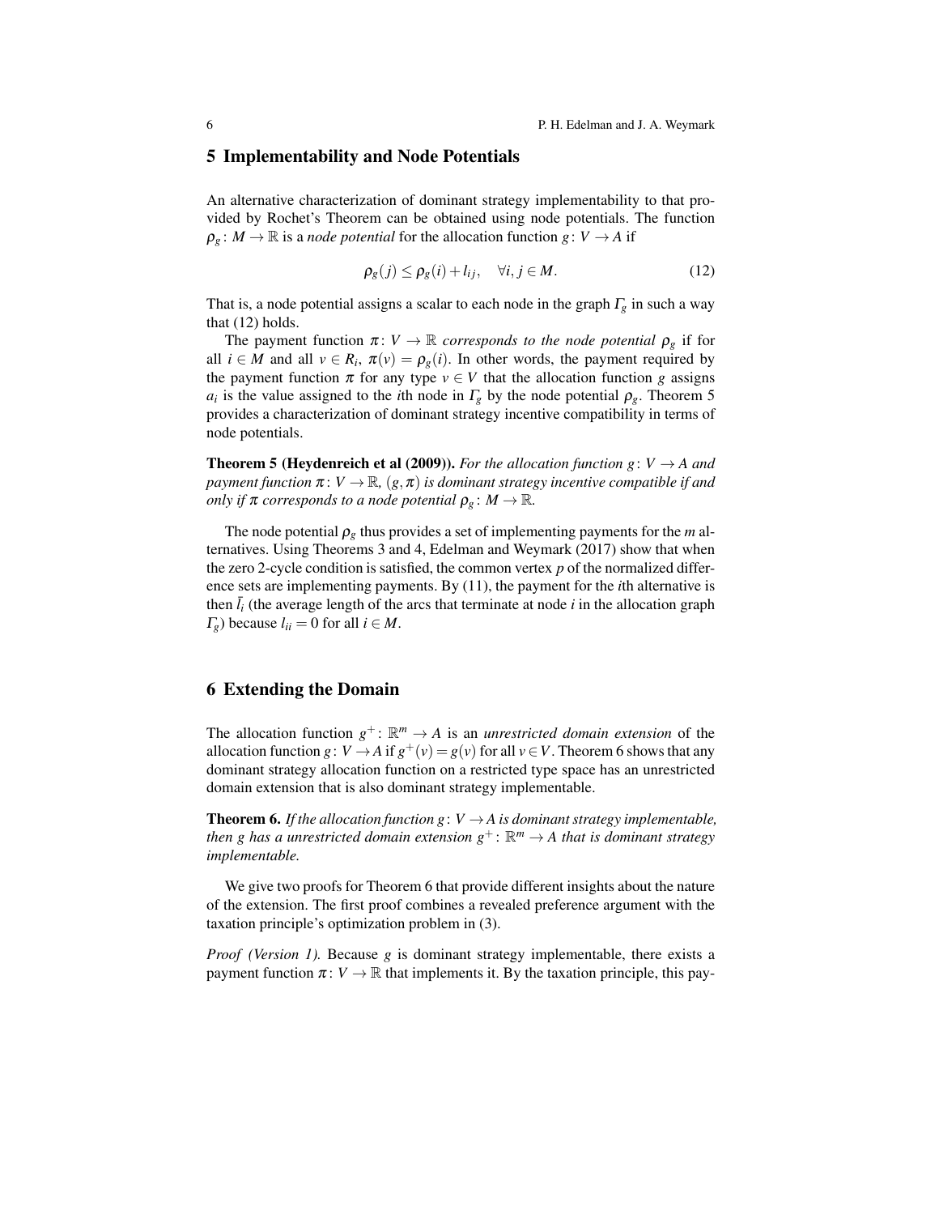## 5 Implementability and Node Potentials

An alternative characterization of dominant strategy implementability to that provided by Rochet's Theorem can be obtained using node potentials. The function $\rho_g \colon M \to \mathbb{R}$ is a *node potential* for the allocation function $g \colon V \to A$ if

$$\rho_g(j) \leq \rho_g(i) + l_{ij}, \quad \forall i, j \in M. \tag{12}$$

That is, a node potential assigns a scalar to each node in the graph $\Gamma_g$ in such a way that (12) holds.

The payment function $\pi \colon V \to \mathbb{R}$ *corresponds to the node potential* $\rho_g$ if for all $i \in M$ and all $v \in R_i$, $\pi(v) = \rho_g(i)$. In other words, the payment required by the payment function $\pi$ for any type $v \in V$ that the allocation function $g$ assigns $a_i$ is the value assigned to the $i$th node in $\Gamma_g$ by the node potential $\rho_g$. Theorem 5 provides a characterization of dominant strategy incentive compatibility in terms of node potentials.

**Theorem 5 (Heydenreich et al (2009)).** *For the allocation function $g \colon V \to A$ and payment function $\pi \colon V \to \mathbb{R}$, $(g, \pi)$ is dominant strategy incentive compatible if and only if $\pi$ corresponds to a node potential $\rho_g \colon M \to \mathbb{R}$.*

The node potential $\rho_g$ thus provides a set of implementing payments for the $m$ alternatives. Using Theorems 3 and 4, Edelman and Weymark (2017) show that when the zero 2-cycle condition is satisfied, the common vertex $p$ of the normalized difference sets are implementing payments. By (11), the payment for the $i$th alternative is then $\bar{l}_i$ (the average length of the arcs that terminate at node $i$ in the allocation graph $\Gamma_g$) because $l_{ii} = 0$ for all $i \in M$.

## 6 Extending the Domain

The allocation function $g^+ \colon \mathbb{R}^m \to A$ is an *unrestricted domain extension* of the allocation function $g \colon V \to A$ if $g^+(v) = g(v)$ for all $v \in V$. Theorem 6 shows that any dominant strategy allocation function on a restricted type space has an unrestricted domain extension that is also dominant strategy implementable.

**Theorem 6.** *If the allocation function $g \colon V \to A$ is dominant strategy implementable, then $g$ has a unrestricted domain extension $g^+ \colon \mathbb{R}^m \to A$ that is dominant strategy implementable.*

We give two proofs for Theorem 6 that provide different insights about the nature of the extension. The first proof combines a revealed preference argument with the taxation principle's optimization problem in (3).

*Proof (Version 1).* Because $g$ is dominant strategy implementable, there exists a payment function $\pi \colon V \to \mathbb{R}$ that implements it. By the taxation principle, this pay-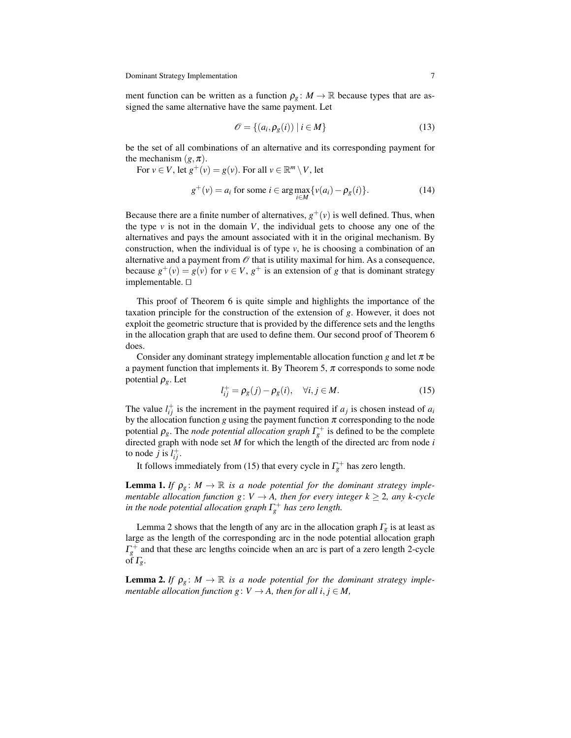ment function can be written as a function $\rho_g\colon M \to \mathbb{R}$ because types that are assigned the same alternative have the same payment. Let

$$\mathscr{O} = \{(a_i, \rho_g(i)) \mid i \in M\} \tag{13}$$

be the set of all combinations of an alternative and its corresponding payment for the mechanism $(g, \pi)$.

For $v \in V$, let $g^+(v) = g(v)$. For all $v \in \mathbb{R}^m \setminus V$, let

$$g^+(v) = a_i \text{ for some } i \in \arg\max_{i \in M}\{v(a_i) - \rho_g(i)\}. \tag{14}$$

Because there are a finite number of alternatives, $g^+(v)$ is well defined. Thus, when the type $v$ is not in the domain $V$, the individual gets to choose any one of the alternatives and pays the amount associated with it in the original mechanism. By construction, when the individual is of type $v$, he is choosing a combination of an alternative and a payment from $\mathscr{O}$ that is utility maximal for him. As a consequence, because $g^+(v) = g(v)$ for $v \in V$, $g^+$ is an extension of $g$ that is dominant strategy implementable. □

This proof of Theorem 6 is quite simple and highlights the importance of the taxation principle for the construction of the extension of $g$. However, it does not exploit the geometric structure that is provided by the difference sets and the lengths in the allocation graph that are used to define them. Our second proof of Theorem 6 does.

Consider any dominant strategy implementable allocation function $g$ and let $\pi$ be a payment function that implements it. By Theorem 5, $\pi$ corresponds to some node potential $\rho_g$. Let

$$l^+_{ij} = \rho_g(j) - \rho_g(i), \quad \forall i, j \in M. \tag{15}$$

The value $l^+_{ij}$ is the increment in the payment required if $a_j$ is chosen instead of $a_i$ by the allocation function $g$ using the payment function $\pi$ corresponding to the node potential $\rho_g$. The *node potential allocation graph* $\Gamma^+_g$ is defined to be the complete directed graph with node set $M$ for which the length of the directed arc from node $i$ to node $j$ is $l^+_{ij}$.

It follows immediately from (15) that every cycle in $\Gamma^+_g$ has zero length.

**Lemma 1.** *If $\rho_g\colon M \to \mathbb{R}$ is a node potential for the dominant strategy implementable allocation function $g\colon V \to A$, then for every integer $k \geq 2$, any $k$-cycle in the node potential allocation graph $\Gamma^+_g$ has zero length.*

Lemma 2 shows that the length of any arc in the allocation graph $\Gamma_g$ is at least as large as the length of the corresponding arc in the node potential allocation graph $\Gamma^+_g$ and that these arc lengths coincide when an arc is part of a zero length 2-cycle of $\Gamma_g$.

**Lemma 2.** *If $\rho_g\colon M \to \mathbb{R}$ is a node potential for the dominant strategy implementable allocation function $g\colon V \to A$, then for all $i, j \in M$,*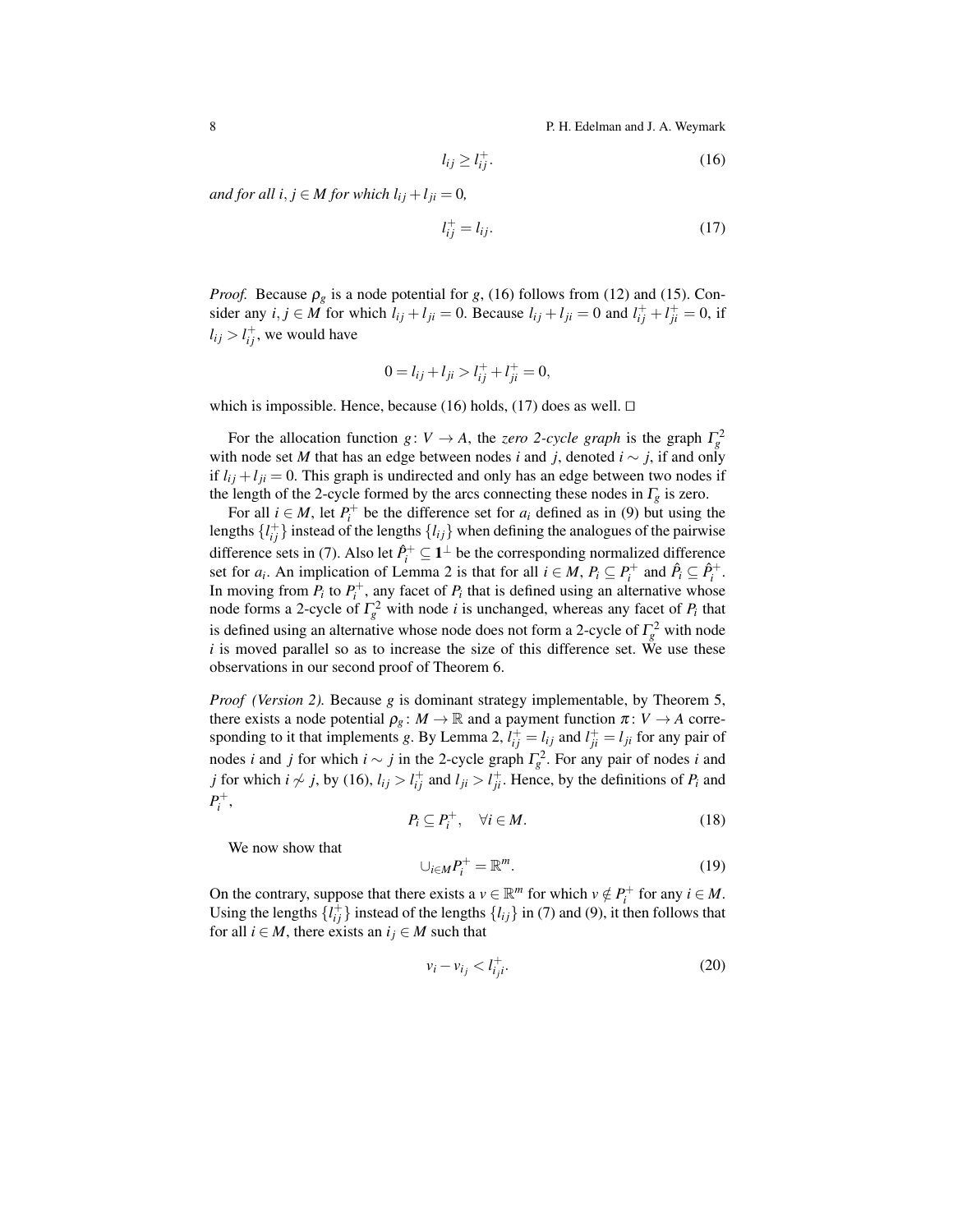$$l_{ij} \geq l_{ij}^{+}. \tag{16}$$

*and for all $i, j \in M$ for which $l_{ij} + l_{ji} = 0$,*

$$l_{ij}^{+} = l_{ij}. \tag{17}$$

*Proof.* Because $\rho_g$ is a node potential for $g$, (16) follows from (12) and (15). Consider any $i, j \in M$ for which $l_{ij} + l_{ji} = 0$. Because $l_{ij} + l_{ji} = 0$ and $l_{ij}^{+} + l_{ji}^{+} = 0$, if $l_{ij} > l_{ij}^{+}$, we would have

$$0 = l_{ij} + l_{ji} > l_{ij}^{+} + l_{ji}^{+} = 0,$$

which is impossible. Hence, because (16) holds, (17) does as well. □

For the allocation function $g \colon V \to A$, the *zero 2-cycle graph* is the graph $\Gamma_g^2$ with node set $M$ that has an edge between nodes $i$ and $j$, denoted $i \sim j$, if and only if $l_{ij} + l_{ji} = 0$. This graph is undirected and only has an edge between two nodes if the length of the 2-cycle formed by the arcs connecting these nodes in $\Gamma_g$ is zero.

For all $i \in M$, let $P_i^{+}$ be the difference set for $a_i$ defined as in (9) but using the lengths $\{l_{ij}^{+}\}$ instead of the lengths $\{l_{ij}\}$ when defining the analogues of the pairwise difference sets in (7). Also let $\hat{P}_i^{+} \subseteq \mathbf{1}^{\perp}$ be the corresponding normalized difference set for $a_i$. An implication of Lemma 2 is that for all $i \in M$, $P_i \subseteq P_i^{+}$ and $\hat{P}_i \subseteq \hat{P}_i^{+}$. In moving from $P_i$ to $P_i^{+}$, any facet of $P_i$ that is defined using an alternative whose node forms a 2-cycle of $\Gamma_g^2$ with node $i$ is unchanged, whereas any facet of $P_i$ that is defined using an alternative whose node does not form a 2-cycle of $\Gamma_g^2$ with node $i$ is moved parallel so as to increase the size of this difference set. We use these observations in our second proof of Theorem 6.

*Proof (Version 2).* Because $g$ is dominant strategy implementable, by Theorem 5, there exists a node potential $\rho_g \colon M \to \mathbb{R}$ and a payment function $\pi \colon V \to A$ corresponding to it that implements $g$. By Lemma 2, $l_{ij}^{+} = l_{ij}$ and $l_{ji}^{+} = l_{ji}$ for any pair of nodes $i$ and $j$ for which $i \sim j$ in the 2-cycle graph $\Gamma_g^2$. For any pair of nodes $i$ and $j$ for which $i \not\sim j$, by (16), $l_{ij} > l_{ij}^{+}$ and $l_{ji} > l_{ji}^{+}$. Hence, by the definitions of $P_i$ and $P_i^{+}$,

$$P_i \subseteq P_i^{+}, \quad \forall i \in M. \tag{18}$$

We now show that

$$\cup_{i \in M} P_i^{+} = \mathbb{R}^m. \tag{19}$$

On the contrary, suppose that there exists a $v \in \mathbb{R}^m$ for which $v \notin P_i^{+}$ for any $i \in M$. Using the lengths $\{l_{ij}^{+}\}$ instead of the lengths $\{l_{ij}\}$ in (7) and (9), it then follows that for all $i \in M$, there exists an $i_j \in M$ such that

$$v_i - v_{i_j} < l_{i_j i}^{+}. \tag{20}$$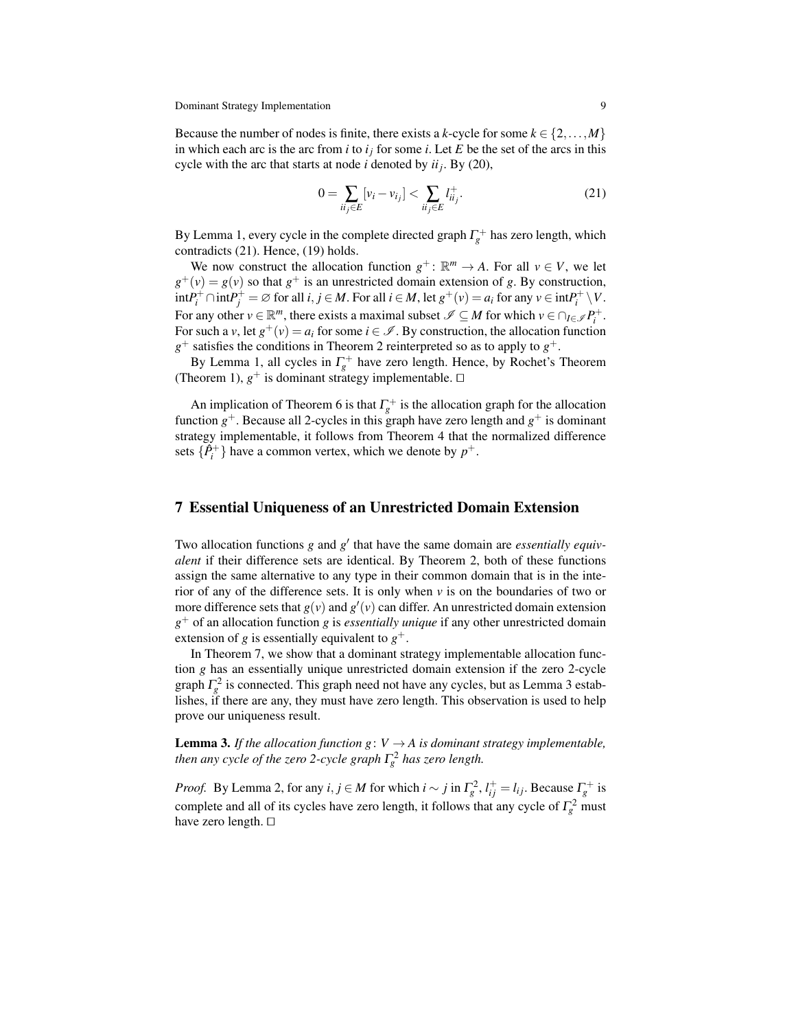Because the number of nodes is finite, there exists a $k$-cycle for some $k \in \{2,\ldots,M\}$ in which each arc is the arc from $i$ to $i_j$ for some $i$. Let $E$ be the set of the arcs in this cycle with the arc that starts at node $i$ denoted by $ii_j$. By (20),

$$0 = \sum_{ii_j \in E} [v_i - v_{i_j}] < \sum_{ii_j \in E} l^+_{ii_j}. \tag{21}$$

By Lemma 1, every cycle in the complete directed graph $\Gamma^+_g$ has zero length, which contradicts (21). Hence, (19) holds.

We now construct the allocation function $g^+ \colon \mathbb{R}^m \to A$. For all $v \in V$, we let $g^+(v) = g(v)$ so that $g^+$ is an unrestricted domain extension of $g$. By construction, $\text{int}P^+_i \cap \text{int}P^+_j = \varnothing$ for all $i,j \in M$. For all $i \in M$, let $g^+(v) = a_i$ for any $v \in \text{int}P^+_i \setminus V$. For any other $v \in \mathbb{R}^m$, there exists a maximal subset $\mathscr{I} \subseteq M$ for which $v \in \cap_{I \in \mathscr{I}} P^+_i$. For such a $v$, let $g^+(v) = a_i$ for some $i \in \mathscr{I}$. By construction, the allocation function $g^+$ satisfies the conditions in Theorem 2 reinterpreted so as to apply to $g^+$.

By Lemma 1, all cycles in $\Gamma^+_g$ have zero length. Hence, by Rochet's Theorem (Theorem 1), $g^+$ is dominant strategy implementable. □

An implication of Theorem 6 is that $\Gamma^+_g$ is the allocation graph for the allocation function $g^+$. Because all 2-cycles in this graph have zero length and $g^+$ is dominant strategy implementable, it follows from Theorem 4 that the normalized difference sets $\{\hat{P}^+_i\}$ have a common vertex, which we denote by $p^+$.

## 7 Essential Uniqueness of an Unrestricted Domain Extension

Two allocation functions $g$ and $g'$ that have the same domain are *essentially equivalent* if their difference sets are identical. By Theorem 2, both of these functions assign the same alternative to any type in their common domain that is in the interior of any of the difference sets. It is only when $v$ is on the boundaries of two or more difference sets that $g(v)$ and $g'(v)$ can differ. An unrestricted domain extension $g^+$ of an allocation function $g$ is *essentially unique* if any other unrestricted domain extension of $g$ is essentially equivalent to $g^+$.

In Theorem 7, we show that a dominant strategy implementable allocation function $g$ has an essentially unique unrestricted domain extension if the zero 2-cycle graph $\Gamma^2_g$ is connected. This graph need not have any cycles, but as Lemma 3 establishes, if there are any, they must have zero length. This observation is used to help prove our uniqueness result.

**Lemma 3.** *If the allocation function $g \colon V \to A$ is dominant strategy implementable, then any cycle of the zero 2-cycle graph $\Gamma^2_g$ has zero length.*

*Proof.* By Lemma 2, for any $i,j \in M$ for which $i \sim j$ in $\Gamma^2_g$, $l^+_{ij} = l_{ij}$. Because $\Gamma^+_g$ is complete and all of its cycles have zero length, it follows that any cycle of $\Gamma^2_g$ must have zero length. □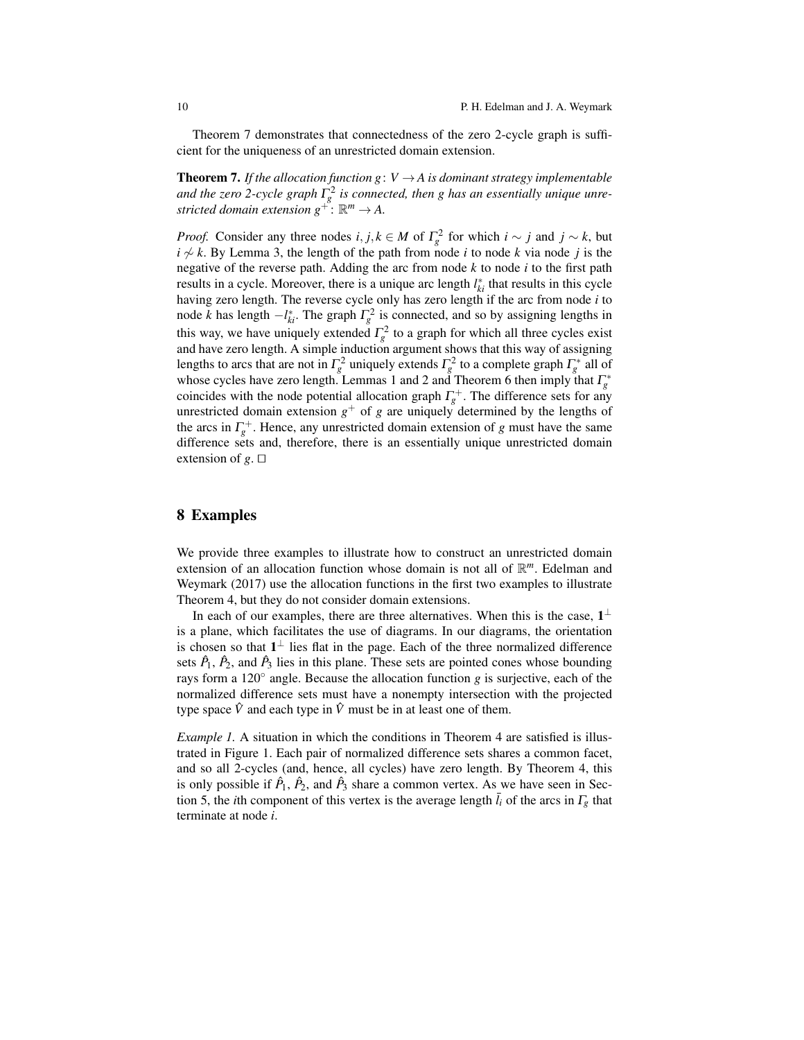Theorem 7 demonstrates that connectedness of the zero 2-cycle graph is sufficient for the uniqueness of an unrestricted domain extension.

**Theorem 7.** *If the allocation function $g\colon V \to A$ is dominant strategy implementable and the zero 2-cycle graph $\Gamma_g^2$ is connected, then $g$ has an essentially unique unrestricted domain extension $g^+\colon \mathbb{R}^m \to A$.*

*Proof.* Consider any three nodes $i, j, k \in M$ of $\Gamma_g^2$ for which $i \sim j$ and $j \sim k$, but $i \not\sim k$. By Lemma 3, the length of the path from node $i$ to node $k$ via node $j$ is the negative of the reverse path. Adding the arc from node $k$ to node $i$ to the first path results in a cycle. Moreover, there is a unique arc length $l_{ki}^*$ that results in this cycle having zero length. The reverse cycle only has zero length if the arc from node $i$ to node $k$ has length $-l_{ki}^*$. The graph $\Gamma_g^2$ is connected, and so by assigning lengths in this way, we have uniquely extended $\Gamma_g^2$ to a graph for which all three cycles exist and have zero length. A simple induction argument shows that this way of assigning lengths to arcs that are not in $\Gamma_g^2$ uniquely extends $\Gamma_g^2$ to a complete graph $\Gamma_g^*$ all of whose cycles have zero length. Lemmas 1 and 2 and Theorem 6 then imply that $\Gamma_g^*$ coincides with the node potential allocation graph $\Gamma_g^+$. The difference sets for any unrestricted domain extension $g^+$ of $g$ are uniquely determined by the lengths of the arcs in $\Gamma_g^+$. Hence, any unrestricted domain extension of $g$ must have the same difference sets and, therefore, there is an essentially unique unrestricted domain extension of $g$. □

## 8 Examples

We provide three examples to illustrate how to construct an unrestricted domain extension of an allocation function whose domain is not all of $\mathbb{R}^m$. Edelman and Weymark (2017) use the allocation functions in the first two examples to illustrate Theorem 4, but they do not consider domain extensions.

In each of our examples, there are three alternatives. When this is the case, $\mathbf{1}^\perp$ is a plane, which facilitates the use of diagrams. In our diagrams, the orientation is chosen so that $\mathbf{1}^\perp$ lies flat in the page. Each of the three normalized difference sets $\hat{P}_1$, $\hat{P}_2$, and $\hat{P}_3$ lies in this plane. These sets are pointed cones whose bounding rays form a $120^\circ$ angle. Because the allocation function $g$ is surjective, each of the normalized difference sets must have a nonempty intersection with the projected type space $\hat{V}$ and each type in $\hat{V}$ must be in at least one of them.

*Example 1.* A situation in which the conditions in Theorem 4 are satisfied is illustrated in Figure 1. Each pair of normalized difference sets shares a common facet, and so all 2-cycles (and, hence, all cycles) have zero length. By Theorem 4, this is only possible if $\hat{P}_1$, $\hat{P}_2$, and $\hat{P}_3$ share a common vertex. As we have seen in Section 5, the $i$th component of this vertex is the average length $\bar{l}_i$ of the arcs in $\Gamma_g$ that terminate at node $i$.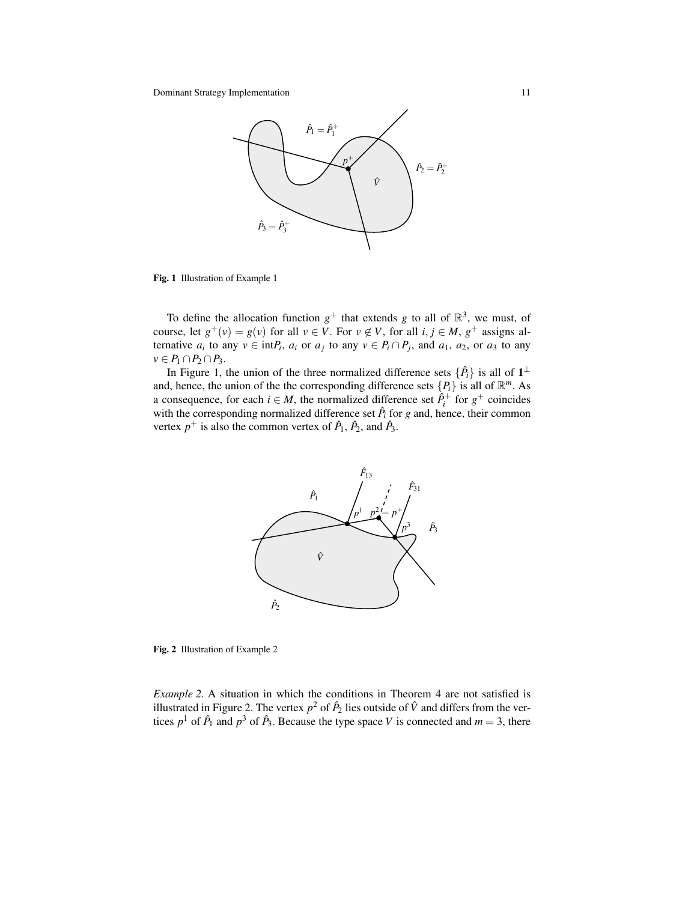Fig. 1 Illustration of Example 1

To define the allocation function $g^+$ that extends $g$ to all of $\mathbb{R}^3$, we must, of course, let $g^+(v) = g(v)$ for all $v \in V$. For $v \notin V$, for all $i, j \in M$, $g^+$ assigns alternative $a_i$ to any $v \in \text{int}P_i$, $a_i$ or $a_j$ to any $v \in P_i \cap P_j$, and $a_1$, $a_2$, or $a_3$ to any $v \in P_1 \cap P_2 \cap P_3$.

In Figure 1, the union of the three normalized difference sets $\{\hat{P}_i\}$ is all of $\mathbf{1}^\perp$ and, hence, the union of the the corresponding difference sets $\{P_i\}$ is all of $\mathbb{R}^m$. As a consequence, for each $i \in M$, the normalized difference set $\hat{P}_i^+$ for $g^+$ coincides with the corresponding normalized difference set $\hat{P}_i$ for $g$ and, hence, their common vertex $p^+$ is also the common vertex of $\hat{P}_1$, $\hat{P}_2$, and $\hat{P}_3$.

Fig. 2 Illustration of Example 2

*Example 2.* A situation in which the conditions in Theorem 4 are not satisfied is illustrated in Figure 2. The vertex $p^2$ of $\hat{P}_2$ lies outside of $\hat{V}$ and differs from the vertices $p^1$ of $\hat{P}_1$ and $p^3$ of $\hat{P}_3$. Because the type space $V$ is connected and $m = 3$, there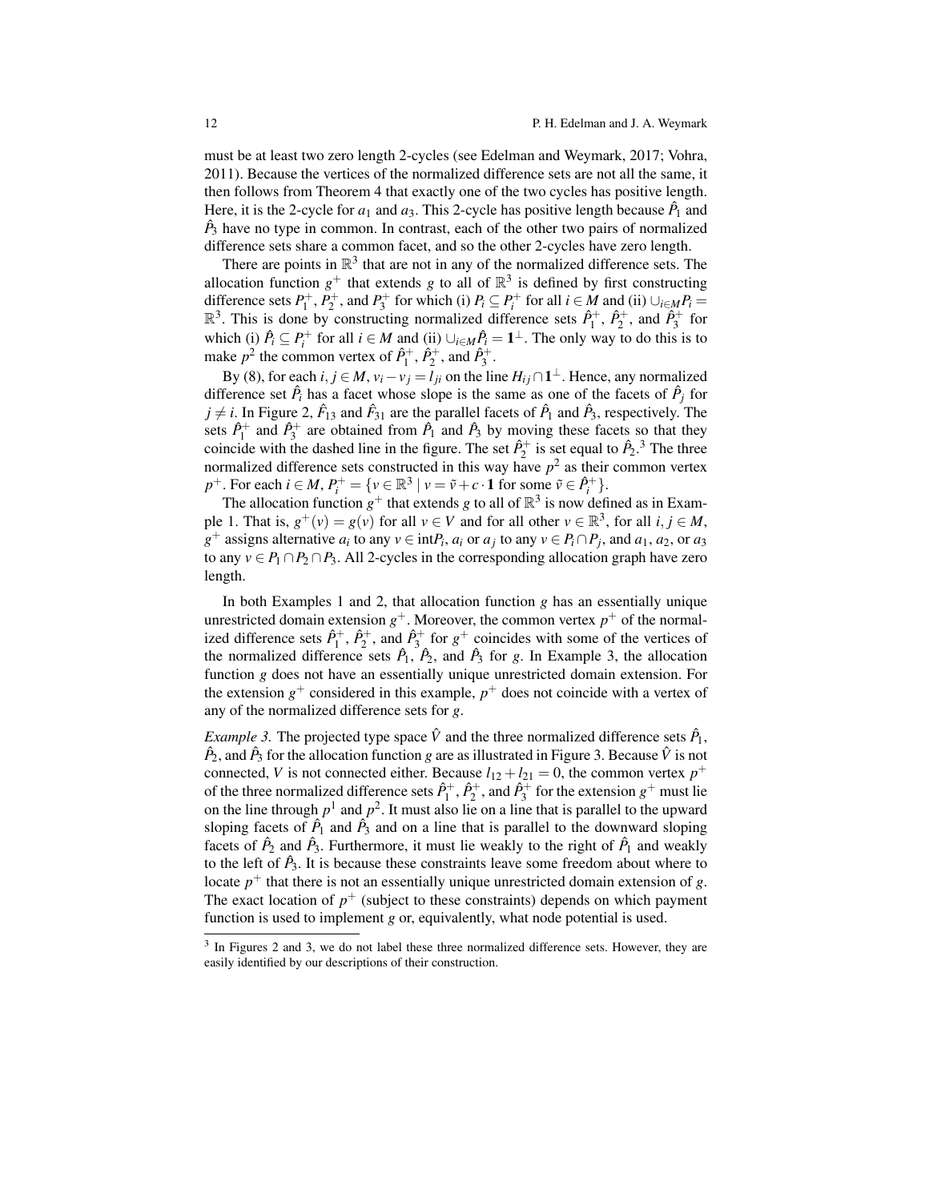must be at least two zero length 2-cycles (see Edelman and Weymark, 2017; Vohra, 2011). Because the vertices of the normalized difference sets are not all the same, it then follows from Theorem 4 that exactly one of the two cycles has positive length. Here, it is the 2-cycle for $a_1$ and $a_3$. This 2-cycle has positive length because $\hat{P}_1$ and $\hat{P}_3$ have no type in common. In contrast, each of the other two pairs of normalized difference sets share a common facet, and so the other 2-cycles have zero length.

There are points in $\mathbb{R}^3$ that are not in any of the normalized difference sets. The allocation function $g^+$ that extends $g$ to all of $\mathbb{R}^3$ is defined by first constructing difference sets $P_1^+$, $P_2^+$, and $P_3^+$ for which (i) $P_i \subseteq P_i^+$ for all $i \in M$ and (ii) $\cup_{i \in M} P_i = \mathbb{R}^3$. This is done by constructing normalized difference sets $\hat{P}_1^+$, $\hat{P}_2^+$, and $\hat{P}_3^+$ for which (i) $\hat{P}_i \subseteq P_i^+$ for all $i \in M$ and (ii) $\cup_{i \in M} \hat{P}_i = \mathbf{1}^{\perp}$. The only way to do this is to make $p^2$ the common vertex of $\hat{P}_1^+$, $\hat{P}_2^+$, and $\hat{P}_3^+$.

By (8), for each $i, j \in M$, $v_i - v_j = l_{ji}$ on the line $H_{ij} \cap \mathbf{1}^{\perp}$. Hence, any normalized difference set $\hat{P}_i$ has a facet whose slope is the same as one of the facets of $\hat{P}_j$ for $j \neq i$. In Figure 2, $\hat{F}_{13}$ and $\hat{F}_{31}$ are the parallel facets of $\hat{P}_1$ and $\hat{P}_3$, respectively. The sets $\hat{P}_1^+$ and $\hat{P}_3^+$ are obtained from $\hat{P}_1$ and $\hat{P}_3$ by moving these facets so that they coincide with the dashed line in the figure. The set $\hat{P}_2^+$ is set equal to $\hat{P}_2$.[3] The three normalized difference sets constructed in this way have $p^2$ as their common vertex $p^+$. For each $i \in M$, $P_i^+ = \{v \in \mathbb{R}^3 \mid v = \tilde{v} + c \cdot \mathbf{1} \text{ for some } \tilde{v} \in \hat{P}_i^+\}$.

The allocation function $g^+$ that extends $g$ to all of $\mathbb{R}^3$ is now defined as in Example 1. That is, $g^+(v) = g(v)$ for all $v \in V$ and for all other $v \in \mathbb{R}^3$, for all $i, j \in M$, $g^+$ assigns alternative $a_i$ to any $v \in \text{int}P_i$, $a_i$ or $a_j$ to any $v \in P_i \cap P_j$, and $a_1$, $a_2$, or $a_3$ to any $v \in P_1 \cap P_2 \cap P_3$. All 2-cycles in the corresponding allocation graph have zero length.

In both Examples 1 and 2, that allocation function $g$ has an essentially unique unrestricted domain extension $g^+$. Moreover, the common vertex $p^+$ of the normalized difference sets $\hat{P}_1^+$, $\hat{P}_2^+$, and $\hat{P}_3^+$ for $g^+$ coincides with some of the vertices of the normalized difference sets $\hat{P}_1$, $\hat{P}_2$, and $\hat{P}_3$ for $g$. In Example 3, the allocation function $g$ does not have an essentially unique unrestricted domain extension. For the extension $g^+$ considered in this example, $p^+$ does not coincide with a vertex of any of the normalized difference sets for $g$.

*Example 3.* The projected type space $\hat{V}$ and the three normalized difference sets $\hat{P}_1$, $\hat{P}_2$, and $\hat{P}_3$ for the allocation function $g$ are as illustrated in Figure 3. Because $\hat{V}$ is not connected, $V$ is not connected either. Because $l_{12} + l_{21} = 0$, the common vertex $p^+$ of the three normalized difference sets $\hat{P}_1^+$, $\hat{P}_2^+$, and $\hat{P}_3^+$ for the extension $g^+$ must lie on the line through $p^1$ and $p^2$. It must also lie on a line that is parallel to the upward sloping facets of $\hat{P}_1$ and $\hat{P}_3$ and on a line that is parallel to the downward sloping facets of $\hat{P}_2$ and $\hat{P}_3$. Furthermore, it must lie weakly to the right of $\hat{P}_1$ and weakly to the left of $\hat{P}_3$. It is because these constraints leave some freedom about where to locate $p^+$ that there is not an essentially unique unrestricted domain extension of $g$. The exact location of $p^+$ (subject to these constraints) depends on which payment function is used to implement $g$ or, equivalently, what node potential is used.

[3] In Figures 2 and 3, we do not label these three normalized difference sets. However, they are easily identified by our descriptions of their construction.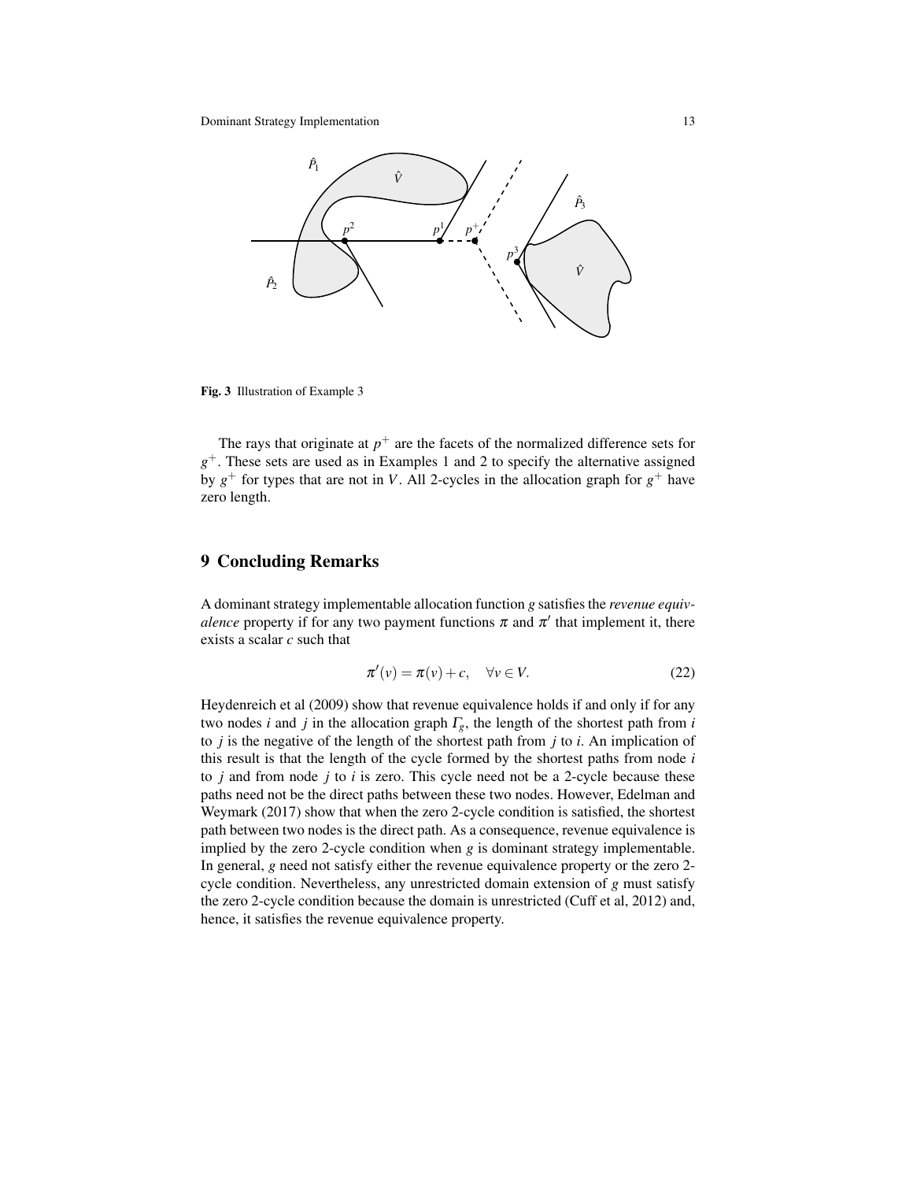**Fig. 3** Illustration of Example 3

The rays that originate at $p^+$ are the facets of the normalized difference sets for $g^+$. These sets are used as in Examples 1 and 2 to specify the alternative assigned by $g^+$ for types that are not in $V$. All 2-cycles in the allocation graph for $g^+$ have zero length.

## 9 Concluding Remarks

A dominant strategy implementable allocation function $g$ satisfies the *revenue equivalence* property if for any two payment functions $\pi$ and $\pi'$ that implement it, there exists a scalar $c$ such that

$$\pi'(v) = \pi(v) + c, \quad \forall v \in V. \tag{22}$$

Heydenreich et al (2009) show that revenue equivalence holds if and only if for any two nodes $i$ and $j$ in the allocation graph $\Gamma_g$, the length of the shortest path from $i$ to $j$ is the negative of the length of the shortest path from $j$ to $i$. An implication of this result is that the length of the cycle formed by the shortest paths from node $i$ to $j$ and from node $j$ to $i$ is zero. This cycle need not be a 2-cycle because these paths need not be the direct paths between these two nodes. However, Edelman and Weymark (2017) show that when the zero 2-cycle condition is satisfied, the shortest path between two nodes is the direct path. As a consequence, revenue equivalence is implied by the zero 2-cycle condition when $g$ is dominant strategy implementable. In general, $g$ need not satisfy either the revenue equivalence property or the zero 2-cycle condition. Nevertheless, any unrestricted domain extension of $g$ must satisfy the zero 2-cycle condition because the domain is unrestricted (Cuff et al, 2012) and, hence, it satisfies the revenue equivalence property.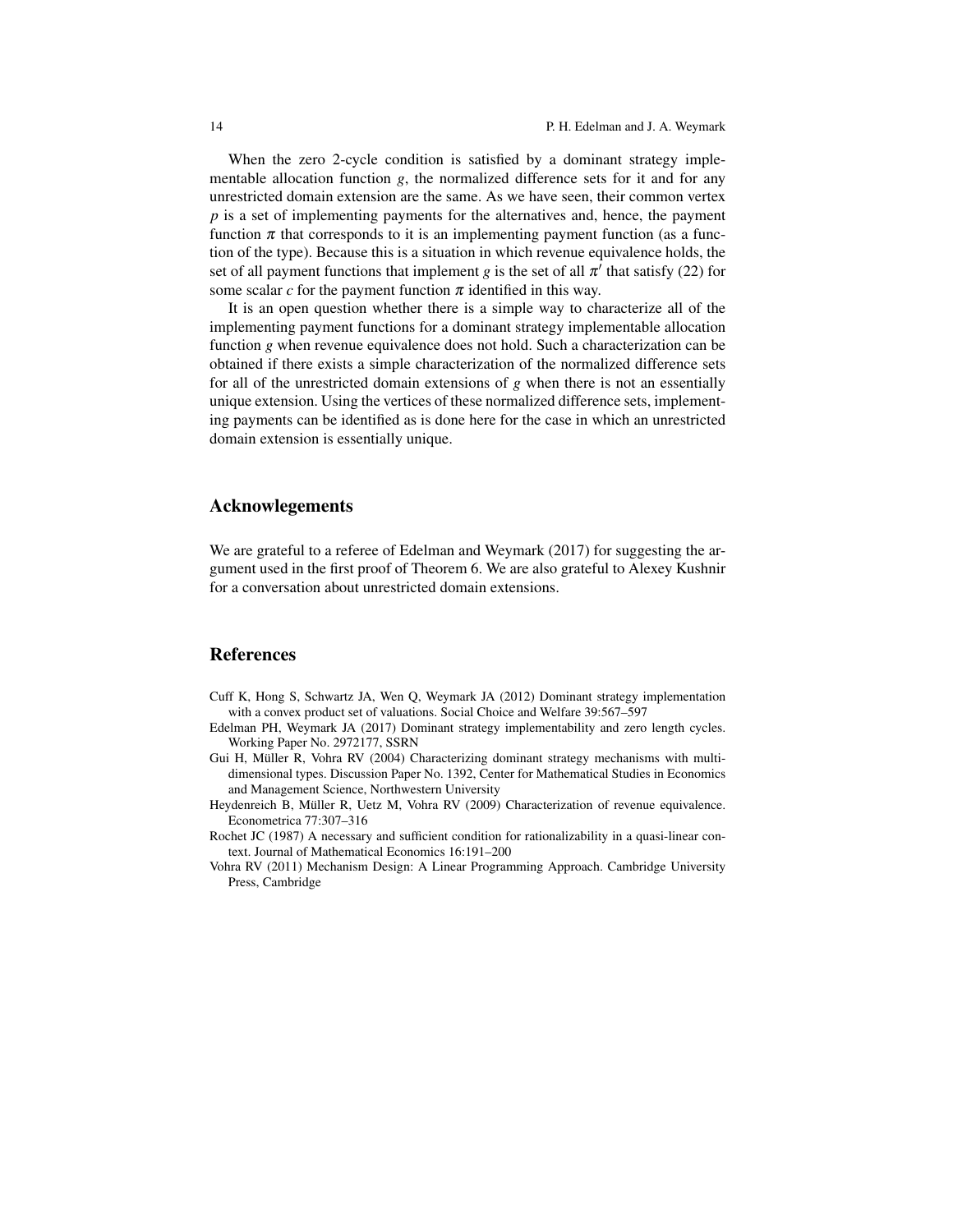When the zero 2-cycle condition is satisfied by a dominant strategy implementable allocation function $g$, the normalized difference sets for it and for any unrestricted domain extension are the same. As we have seen, their common vertex $p$ is a set of implementing payments for the alternatives and, hence, the payment function $\pi$ that corresponds to it is an implementing payment function (as a function of the type). Because this is a situation in which revenue equivalence holds, the set of all payment functions that implement $g$ is the set of all $\pi'$ that satisfy (22) for some scalar $c$ for the payment function $\pi$ identified in this way.

It is an open question whether there is a simple way to characterize all of the implementing payment functions for a dominant strategy implementable allocation function $g$ when revenue equivalence does not hold. Such a characterization can be obtained if there exists a simple characterization of the normalized difference sets for all of the unrestricted domain extensions of $g$ when there is not an essentially unique extension. Using the vertices of these normalized difference sets, implementing payments can be identified as is done here for the case in which an unrestricted domain extension is essentially unique.

## Acknowlegements

We are grateful to a referee of Edelman and Weymark (2017) for suggesting the argument used in the first proof of Theorem 6. We are also grateful to Alexey Kushnir for a conversation about unrestricted domain extensions.

## References

Cuff K, Hong S, Schwartz JA, Wen Q, Weymark JA (2012) Dominant strategy implementation with a convex product set of valuations. Social Choice and Welfare 39:567–597

Edelman PH, Weymark JA (2017) Dominant strategy implementability and zero length cycles. Working Paper No. 2972177, SSRN

Gui H, Müller R, Vohra RV (2004) Characterizing dominant strategy mechanisms with multidimensional types. Discussion Paper No. 1392, Center for Mathematical Studies in Economics and Management Science, Northwestern University

Heydenreich B, Müller R, Uetz M, Vohra RV (2009) Characterization of revenue equivalence. Econometrica 77:307–316

Rochet JC (1987) A necessary and sufficient condition for rationalizability in a quasi-linear context. Journal of Mathematical Economics 16:191–200

Vohra RV (2011) Mechanism Design: A Linear Programming Approach. Cambridge University Press, Cambridge